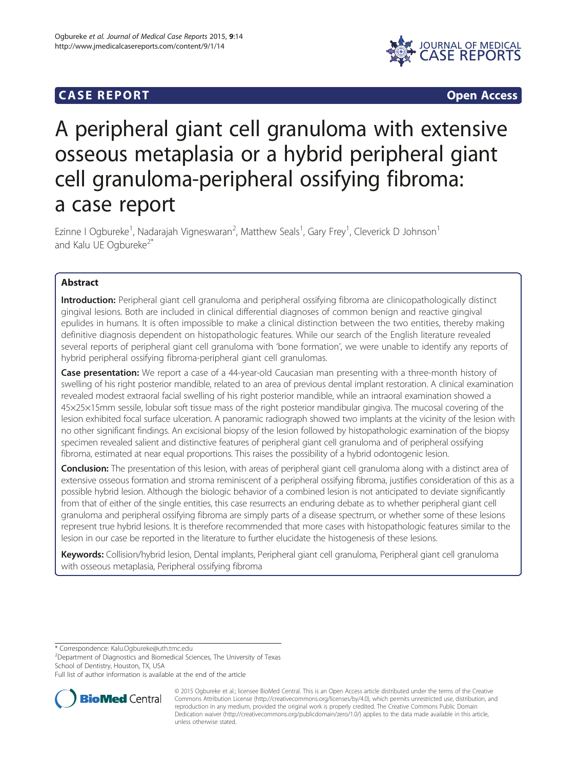**CASE REPORT** **Open Access**

# A peripheral giant cell granuloma with extensive osseous metaplasia or a hybrid peripheral giant cell granuloma-peripheral ossifying fibroma: a case report

Ezinne I Ogbureke[1], Nadarajah Vigneswaran[2], Matthew Seals[1], Gary Frey[1], Cleverick D Johnson[1] and Kalu UE Ogbureke[2*]

## Abstract

**Introduction:** Peripheral giant cell granuloma and peripheral ossifying fibroma are clinicopathologically distinct gingival lesions. Both are included in clinical differential diagnoses of common benign and reactive gingival epulides in humans. It is often impossible to make a clinical distinction between the two entities, thereby making definitive diagnosis dependent on histopathologic features. While our search of the English literature revealed several reports of peripheral giant cell granuloma with 'bone formation', we were unable to identify any reports of hybrid peripheral ossifying fibroma-peripheral giant cell granulomas.

**Case presentation:** We report a case of a 44-year-old Caucasian man presenting with a three-month history of swelling of his right posterior mandible, related to an area of previous dental implant restoration. A clinical examination revealed modest extraoral facial swelling of his right posterior mandible, while an intraoral examination showed a 45×25×15mm sessile, lobular soft tissue mass of the right posterior mandibular gingiva. The mucosal covering of the lesion exhibited focal surface ulceration. A panoramic radiograph showed two implants at the vicinity of the lesion with no other significant findings. An excisional biopsy of the lesion followed by histopathologic examination of the biopsy specimen revealed salient and distinctive features of peripheral giant cell granuloma and of peripheral ossifying fibroma, estimated at near equal proportions. This raises the possibility of a hybrid odontogenic lesion.

**Conclusion:** The presentation of this lesion, with areas of peripheral giant cell granuloma along with a distinct area of extensive osseous formation and stroma reminiscent of a peripheral ossifying fibroma, justifies consideration of this as a possible hybrid lesion. Although the biologic behavior of a combined lesion is not anticipated to deviate significantly from that of either of the single entities, this case resurrects an enduring debate as to whether peripheral giant cell granuloma and peripheral ossifying fibroma are simply parts of a disease spectrum, or whether some of these lesions represent true hybrid lesions. It is therefore recommended that more cases with histopathologic features similar to the lesion in our case be reported in the literature to further elucidate the histogenesis of these lesions.

**Keywords:** Collision/hybrid lesion, Dental implants, Peripheral giant cell granuloma, Peripheral giant cell granuloma with osseous metaplasia, Peripheral ossifying fibroma

\* Correspondence: Kalu.Ogbureke@uth.tmc.edu
[2]Department of Diagnostics and Biomedical Sciences, The University of Texas School of Dentistry, Houston, TX, USA
Full list of author information is available at the end of the article

© 2015 Ogbureke et al.; licensee BioMed Central. This is an Open Access article distributed under the terms of the Creative Commons Attribution License (http://creativecommons.org/licenses/by/4.0), which permits unrestricted use, distribution, and reproduction in any medium, provided the original work is properly credited. The Creative Commons Public Domain Dedication waiver (http://creativecommons.org/publicdomain/zero/1.0/) applies to the data made available in this article, unless otherwise stated.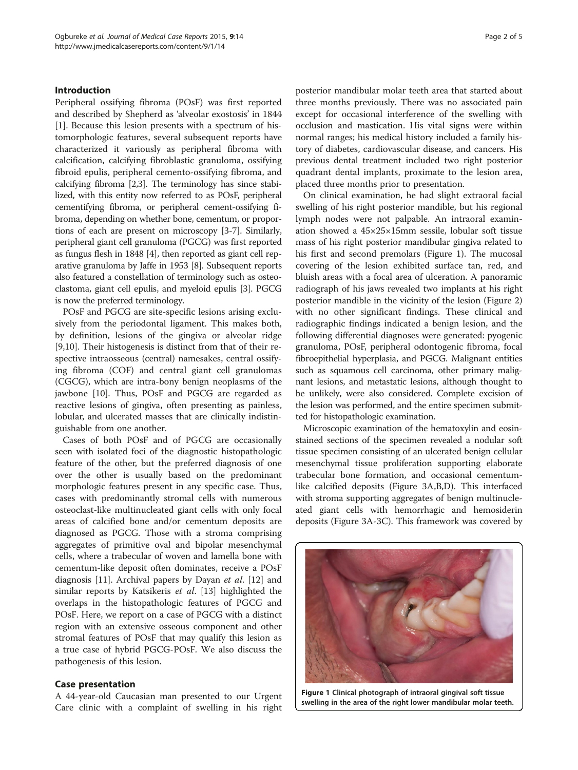## Introduction

Peripheral ossifying fibroma (POsF) was first reported and described by Shepherd as 'alveolar exostosis' in 1844 [1]. Because this lesion presents with a spectrum of histomorphologic features, several subsequent reports have characterized it variously as peripheral fibroma with calcification, calcifying fibroblastic granuloma, ossifying fibroid epulis, peripheral cemento-ossifying fibroma, and calcifying fibroma [2,3]. The terminology has since stabilized, with this entity now referred to as POsF, peripheral cementifying fibroma, or peripheral cement-ossifying fibroma, depending on whether bone, cementum, or proportions of each are present on microscopy [3-7]. Similarly, peripheral giant cell granuloma (PGCG) was first reported as fungus flesh in 1848 [4], then reported as giant cell reparative granuloma by Jaffe in 1953 [8]. Subsequent reports also featured a constellation of terminology such as osteoclastoma, giant cell epulis, and myeloid epulis [3]. PGCG is now the preferred terminology.

POsF and PGCG are site-specific lesions arising exclusively from the periodontal ligament. This makes both, by definition, lesions of the gingiva or alveolar ridge [9,10]. Their histogenesis is distinct from that of their respective intraosseous (central) namesakes, central ossifying fibroma (COF) and central giant cell granulomas (CGCG), which are intra-bony benign neoplasms of the jawbone [10]. Thus, POsF and PGCG are regarded as reactive lesions of gingiva, often presenting as painless, lobular, and ulcerated masses that are clinically indistinguishable from one another.

Cases of both POsF and of PGCG are occasionally seen with isolated foci of the diagnostic histopathologic feature of the other, but the preferred diagnosis of one over the other is usually based on the predominant morphologic features present in any specific case. Thus, cases with predominantly stromal cells with numerous osteoclast-like multinucleated giant cells with only focal areas of calcified bone and/or cementum deposits are diagnosed as PGCG. Those with a stroma comprising aggregates of primitive oval and bipolar mesenchymal cells, where a trabecular of woven and lamella bone with cementum-like deposit often dominates, receive a POsF diagnosis [11]. Archival papers by Dayan *et al*. [12] and similar reports by Katsikeris *et al*. [13] highlighted the overlaps in the histopathologic features of PGCG and POsF. Here, we report on a case of PGCG with a distinct region with an extensive osseous component and other stromal features of POsF that may qualify this lesion as a true case of hybrid PGCG-POsF. We also discuss the pathogenesis of this lesion.

## Case presentation

A 44-year-old Caucasian man presented to our Urgent Care clinic with a complaint of swelling in his right posterior mandibular molar teeth area that started about three months previously. There was no associated pain except for occasional interference of the swelling with occlusion and mastication. His vital signs were within normal ranges; his medical history included a family history of diabetes, cardiovascular disease, and cancers. His previous dental treatment included two right posterior quadrant dental implants, proximate to the lesion area, placed three months prior to presentation.

On clinical examination, he had slight extraoral facial swelling of his right posterior mandible, but his regional lymph nodes were not palpable. An intraoral examination showed a 45×25×15mm sessile, lobular soft tissue mass of his right posterior mandibular gingiva related to his first and second premolars (Figure 1). The mucosal covering of the lesion exhibited surface tan, red, and bluish areas with a focal area of ulceration. A panoramic radiograph of his jaws revealed two implants at his right posterior mandible in the vicinity of the lesion (Figure 2) with no other significant findings. These clinical and radiographic findings indicated a benign lesion, and the following differential diagnoses were generated: pyogenic granuloma, POsF, peripheral odontogenic fibroma, focal fibroepithelial hyperplasia, and PGCG. Malignant entities such as squamous cell carcinoma, other primary malignant lesions, and metastatic lesions, although thought to be unlikely, were also considered. Complete excision of the lesion was performed, and the entire specimen submitted for histopathologic examination.

Microscopic examination of the hematoxylin and eosin-stained sections of the specimen revealed a nodular soft tissue specimen consisting of an ulcerated benign cellular mesenchymal tissue proliferation supporting elaborate trabecular bone formation, and occasional cementum-like calcified deposits (Figure 3A,B,D). This interfaced with stroma supporting aggregates of benign multinucleated giant cells with hemorrhagic and hemosiderin deposits (Figure 3A-3C). This framework was covered by

**Figure 1 Clinical photograph of intraoral gingival soft tissue swelling in the area of the right lower mandibular molar teeth.**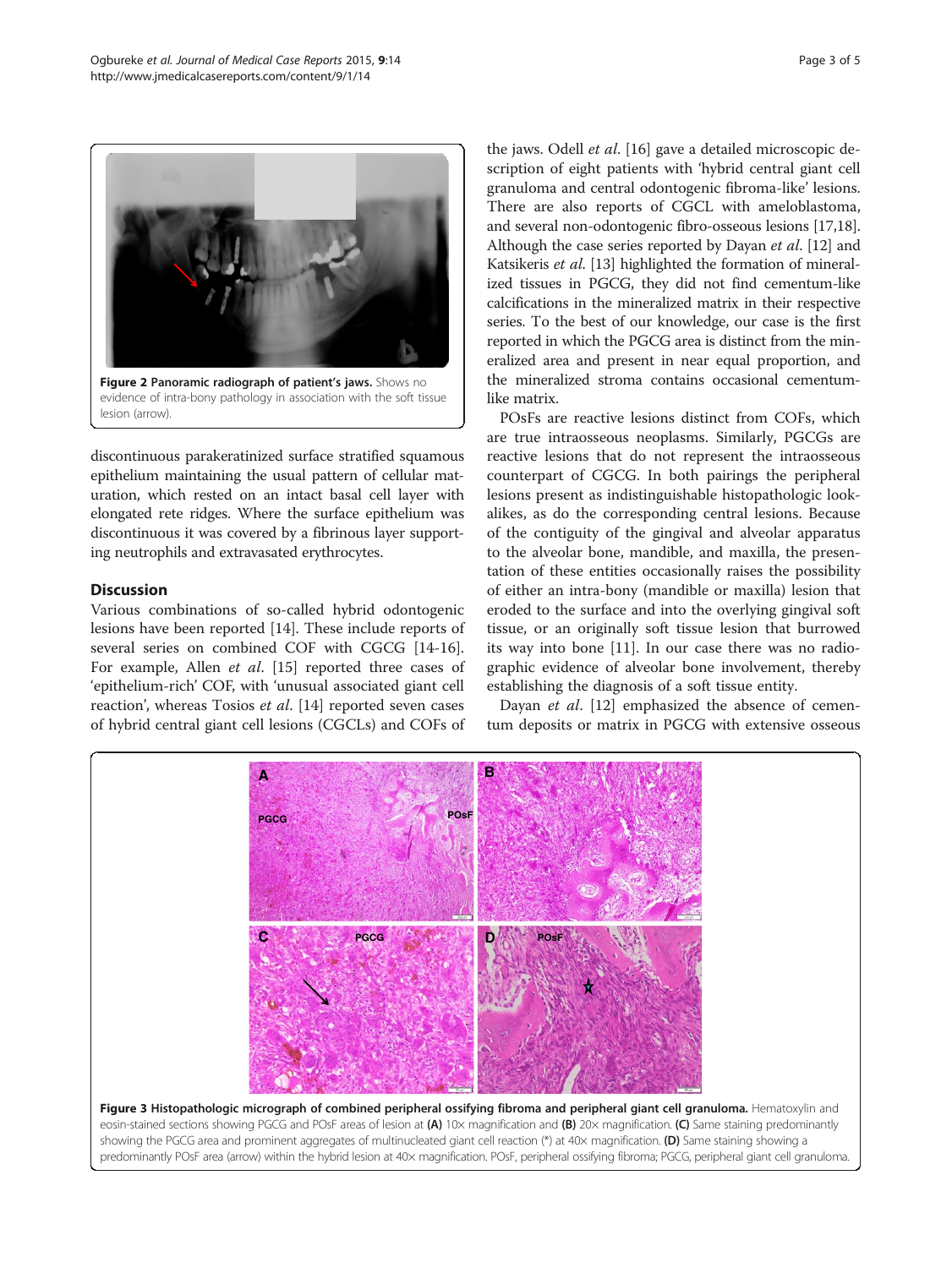Figure 2 Panoramic radiograph of patient's jaws. Shows no evidence of intra-bony pathology in association with the soft tissue lesion (arrow).

discontinuous parakeratinized surface stratified squamous epithelium maintaining the usual pattern of cellular maturation, which rested on an intact basal cell layer with elongated rete ridges. Where the surface epithelium was discontinuous it was covered by a fibrinous layer supporting neutrophils and extravasated erythrocytes.

## Discussion

Various combinations of so-called hybrid odontogenic lesions have been reported [14]. These include reports of several series on combined COF with CGCG [14-16]. For example, Allen *et al*. [15] reported three cases of 'epithelium-rich' COF, with 'unusual associated giant cell reaction', whereas Tosios *et al*. [14] reported seven cases of hybrid central giant cell lesions (CGCLs) and COFs of the jaws. Odell *et al*. [16] gave a detailed microscopic description of eight patients with 'hybrid central giant cell granuloma and central odontogenic fibroma-like' lesions. There are also reports of CGCL with ameloblastoma, and several non-odontogenic fibro-osseous lesions [17,18]. Although the case series reported by Dayan *et al*. [12] and Katsikeris *et al*. [13] highlighted the formation of mineralized tissues in PGCG, they did not find cementum-like calcifications in the mineralized matrix in their respective series. To the best of our knowledge, our case is the first reported in which the PGCG area is distinct from the mineralized area and present in near equal proportion, and the mineralized stroma contains occasional cementum-like matrix.

POsFs are reactive lesions distinct from COFs, which are true intraosseous neoplasms. Similarly, PGCGs are reactive lesions that do not represent the intraosseous counterpart of CGCG. In both pairings the peripheral lesions present as indistinguishable histopathologic look-alikes, as do the corresponding central lesions. Because of the contiguity of the gingival and alveolar apparatus to the alveolar bone, mandible, and maxilla, the presentation of these entities occasionally raises the possibility of either an intra-bony (mandible or maxilla) lesion that eroded to the surface and into the overlying gingival soft tissue, or an originally soft tissue lesion that burrowed its way into bone [11]. In our case there was no radiographic evidence of alveolar bone involvement, thereby establishing the diagnosis of a soft tissue entity.

Dayan *et al*. [12] emphasized the absence of cementum deposits or matrix in PGCG with extensive osseous

**Figure 3 Histopathologic micrograph of combined peripheral ossifying fibroma and peripheral giant cell granuloma.** Hematoxylin and eosin-stained sections showing PGCG and POsF areas of lesion at **(A)** 10× magnification and **(B)** 20× magnification. **(C)** Same staining predominantly showing the PGCG area and prominent aggregates of multinucleated giant cell reaction (*) at 40× magnification. **(D)** Same staining showing a predominantly POsF area (arrow) within the hybrid lesion at 40× magnification. POsF, peripheral ossifying fibroma; PGCG, peripheral giant cell granuloma.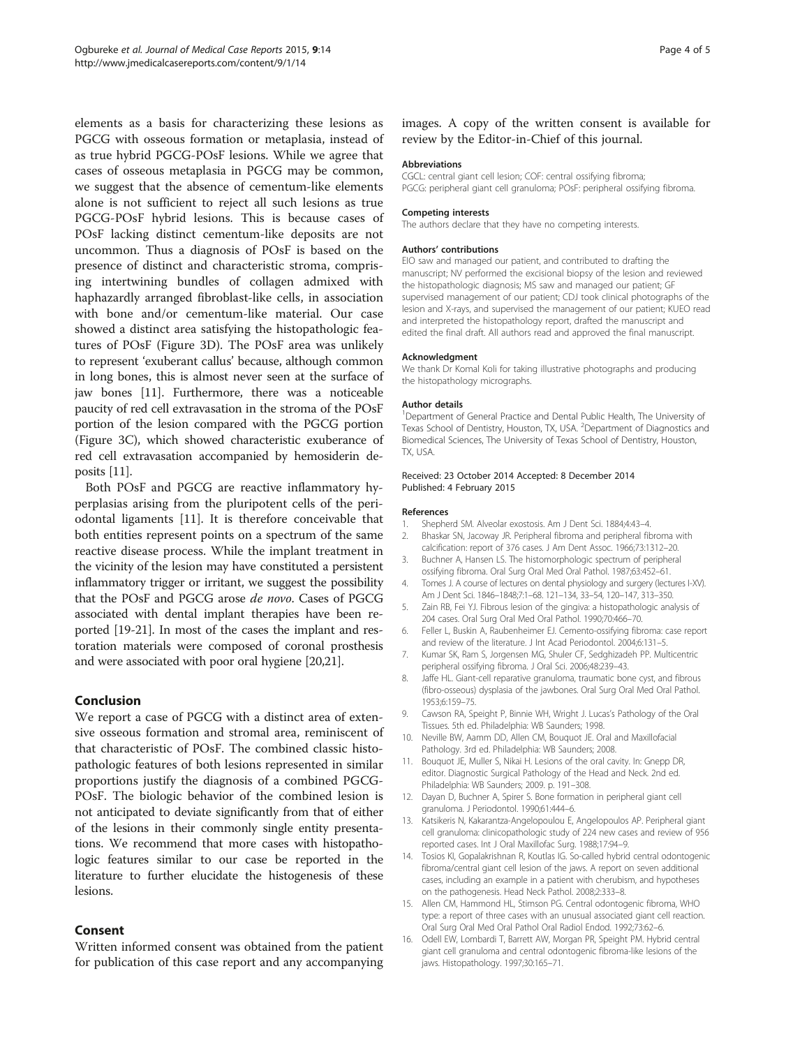elements as a basis for characterizing these lesions as PGCG with osseous formation or metaplasia, instead of as true hybrid PGCG-POsF lesions. While we agree that cases of osseous metaplasia in PGCG may be common, we suggest that the absence of cementum-like elements alone is not sufficient to reject all such lesions as true PGCG-POsF hybrid lesions. This is because cases of POsF lacking distinct cementum-like deposits are not uncommon. Thus a diagnosis of POsF is based on the presence of distinct and characteristic stroma, comprising intertwining bundles of collagen admixed with haphazardly arranged fibroblast-like cells, in association with bone and/or cementum-like material. Our case showed a distinct area satisfying the histopathologic features of POsF (Figure 3D). The POsF area was unlikely to represent 'exuberant callus' because, although common in long bones, this is almost never seen at the surface of jaw bones [11]. Furthermore, there was a noticeable paucity of red cell extravasation in the stroma of the POsF portion of the lesion compared with the PGCG portion (Figure 3C), which showed characteristic exuberance of red cell extravasation accompanied by hemosiderin deposits [11].

Both POsF and PGCG are reactive inflammatory hyperplasias arising from the pluripotent cells of the periodontal ligaments [11]. It is therefore conceivable that both entities represent points on a spectrum of the same reactive disease process. While the implant treatment in the vicinity of the lesion may have constituted a persistent inflammatory trigger or irritant, we suggest the possibility that the POsF and PGCG arose *de novo*. Cases of PGCG associated with dental implant therapies have been reported [19-21]. In most of the cases the implant and restoration materials were composed of coronal prosthesis and were associated with poor oral hygiene [20,21].

## Conclusion

We report a case of PGCG with a distinct area of extensive osseous formation and stromal area, reminiscent of that characteristic of POsF. The combined classic histopathologic features of both lesions represented in similar proportions justify the diagnosis of a combined PGCG-POsF. The biologic behavior of the combined lesion is not anticipated to deviate significantly from that of either of the lesions in their commonly single entity presentations. We recommend that more cases with histopathologic features similar to our case be reported in the literature to further elucidate the histogenesis of these lesions.

## Consent

Written informed consent was obtained from the patient for publication of this case report and any accompanying images. A copy of the written consent is available for review by the Editor-in-Chief of this journal.

#### Abbreviations

CGCL: central giant cell lesion; COF: central ossifying fibroma; PGCG: peripheral giant cell granuloma; POsF: peripheral ossifying fibroma.

#### Competing interests

The authors declare that they have no competing interests.

#### Authors' contributions

EIO saw and managed our patient, and contributed to drafting the manuscript; NV performed the excisional biopsy of the lesion and reviewed the histopathologic diagnosis; MS saw and managed our patient; GF supervised management of our patient; CDJ took clinical photographs of the lesion and X-rays, and supervised the management of our patient; KUEO read and interpreted the histopathology report, drafted the manuscript and edited the final draft. All authors read and approved the final manuscript.

#### Acknowledgment

We thank Dr Komal Koli for taking illustrative photographs and producing the histopathology micrographs.

#### Author details

[1]Department of General Practice and Dental Public Health, The University of Texas School of Dentistry, Houston, TX, USA. [2]Department of Diagnostics and Biomedical Sciences, The University of Texas School of Dentistry, Houston, TX, USA.

Received: 23 October 2014 Accepted: 8 December 2014
Published: 4 February 2015

#### References

1. Shepherd SM. Alveolar exostosis. Am J Dent Sci. 1884;4:43–4.
2. Bhaskar SN, Jacoway JR. Peripheral fibroma and peripheral fibroma with calcification: report of 376 cases. J Am Dent Assoc. 1966;73:1312–20.
3. Buchner A, Hansen LS. The histomorphologic spectrum of peripheral ossifying fibroma. Oral Surg Oral Med Oral Pathol. 1987;63:452–61.
4. Tomes J. A course of lectures on dental physiology and surgery (lectures I-XV). Am J Dent Sci. 1846–1848;7:1–68. 121–134, 33–54, 120–147, 313–350.
5. Zain RB, Fei YJ. Fibrous lesion of the gingiva: a histopathologic analysis of 204 cases. Oral Surg Oral Med Oral Pathol. 1990;70:466–70.
6. Feller L, Buskin A, Raubenheimer EJ. Cemento-ossifying fibroma: case report and review of the literature. J Int Acad Periodontol. 2004;6:131–5.
7. Kumar SK, Ram S, Jorgensen MG, Shuler CF, Sedghizadeh PP. Multicentric peripheral ossifying fibroma. J Oral Sci. 2006;48:239–43.
8. Jaffe HL. Giant-cell reparative granuloma, traumatic bone cyst, and fibrous (fibro-osseous) dysplasia of the jawbones. Oral Surg Oral Med Oral Pathol. 1953;6:159–75.
9. Cawson RA, Speight P, Binnie WH, Wright J. Lucas's Pathology of the Oral Tissues. 5th ed. Philadelphia: WB Saunders; 1998.
10. Neville BW, Aamm DD, Allen CM, Bouquot JE. Oral and Maxillofacial Pathology. 3rd ed. Philadelphia: WB Saunders; 2008.
11. Bouquot JE, Muller S, Nikai H. Lesions of the oral cavity. In: Gnepp DR, editor. Diagnostic Surgical Pathology of the Head and Neck. 2nd ed. Philadelphia: WB Saunders; 2009. p. 191–308.
12. Dayan D, Buchner A, Spirer S. Bone formation in peripheral giant cell granuloma. J Periodontol. 1990;61:444–6.
13. Katsikeris N, Kakarantza-Angelopoulou E, Angelopoulos AP. Peripheral giant cell granuloma: clinicopathologic study of 224 new cases and review of 956 reported cases. Int J Oral Maxillofac Surg. 1988;17:94–9.
14. Tosios KI, Gopalakrishnan R, Koutlas IG. So-called hybrid central odontogenic fibroma/central giant cell lesion of the jaws. A report on seven additional cases, including an example in a patient with cherubism, and hypotheses on the pathogenesis. Head Neck Pathol. 2008;2:333–8.
15. Allen CM, Hammond HL, Stimson PG. Central odontogenic fibroma, WHO type: a report of three cases with an unusual associated giant cell reaction. Oral Surg Oral Med Oral Pathol Oral Radiol Endod. 1992;73:62–6.
16. Odell EW, Lombardi T, Barrett AW, Morgan PR, Speight PM. Hybrid central giant cell granuloma and central odontogenic fibroma-like lesions of the jaws. Histopathology. 1997;30:165–71.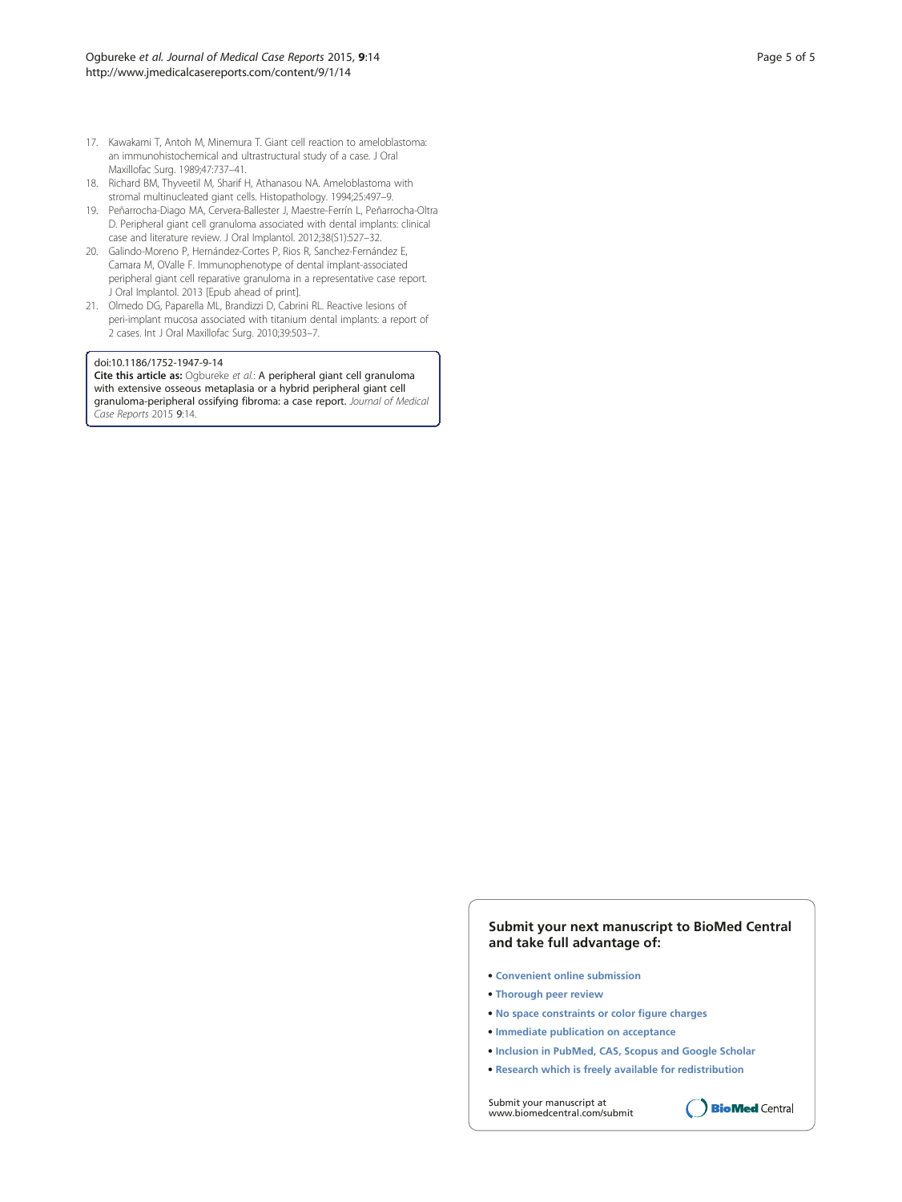17. Kawakami T, Antoh M, Minemura T. Giant cell reaction to ameloblastoma: an immunohistochemical and ultrastructural study of a case. J Oral Maxillofac Surg. 1989;47:737–41.
18. Richard BM, Thyveetil M, Sharif H, Athanasou NA. Ameloblastoma with stromal multinucleated giant cells. Histopathology. 1994;25:497–9.
19. Peñarrocha-Diago MA, Cervera-Ballester J, Maestre-Ferrín L, Peñarrocha-Oltra D. Peripheral giant cell granuloma associated with dental implants: clinical case and literature review. J Oral Implantol. 2012;38(S1):527–32.
20. Galindo-Moreno P, Hernández-Cortes P, Rios R, Sanchez-Fernández E, Camara M, OValle F. Immunophenotype of dental implant-associated peripheral giant cell reparative granuloma in a representative case report. J Oral Implantol. 2013 [Epub ahead of print].
21. Olmedo DG, Paparella ML, Brandizzi D, Cabrini RL. Reactive lesions of peri-implant mucosa associated with titanium dental implants: a report of 2 cases. Int J Oral Maxillofac Surg. 2010;39:503–7.

doi:10.1186/1752-1947-9-14

**Cite this article as:** Ogbureke *et al.*: A peripheral giant cell granuloma with extensive osseous metaplasia or a hybrid peripheral giant cell granuloma-peripheral ossifying fibroma: a case report. *Journal of Medical Case Reports* 2015 **9**:14.

**Submit your next manuscript to BioMed Central and take full advantage of:**

- **Convenient online submission**
- **Thorough peer review**
- **No space constraints or color figure charges**
- **Immediate publication on acceptance**
- **Inclusion in PubMed, CAS, Scopus and Google Scholar**
- **Research which is freely available for redistribution**

Submit your manuscript at
www.biomedcentral.com/submit

BioMed Central